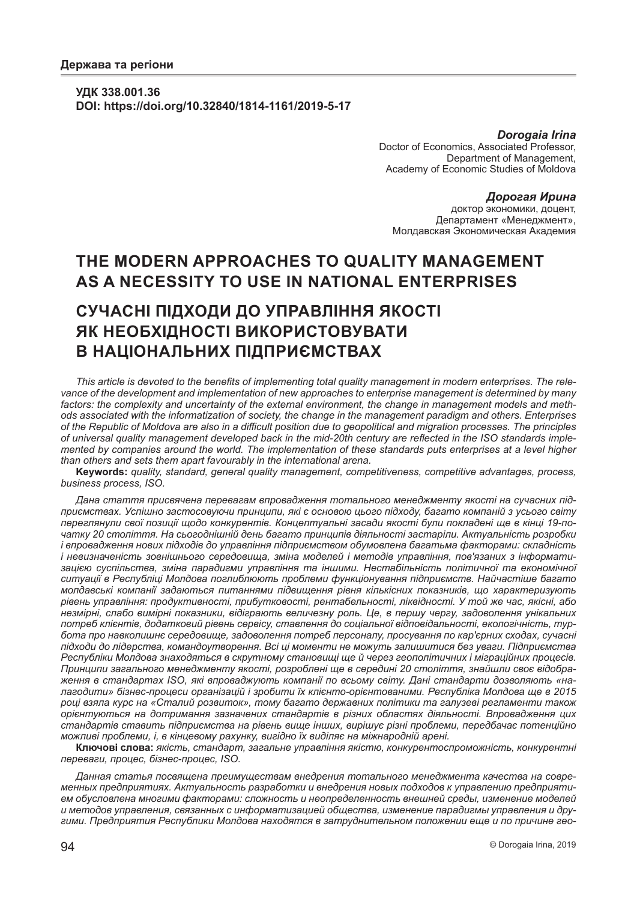**Держава та регіони**

**УДК 338.001.36**
**DOI: https://doi.org/10.32840/1814-1161/2019-5-17**

***Dorogaia Irina***
Doctor of Economics, Associated Professor,
Department of Management,
Academy of Economic Studies of Moldova

***Дорогая Ирина***
доктор экономики, доцент,
Департамент «Менеджмент»,
Молдавская Экономическая Академия

# THE MODERN APPROACHES TO QUALITY MANAGEMENT AS A NECESSITY TO USE IN NATIONAL ENTERPRISES

# СУЧАСНІ ПІДХОДИ ДО УПРАВЛІННЯ ЯКОСТІ ЯК НЕОБХІДНОСТІ ВИКОРИСТОВУВАТИ В НАЦІОНАЛЬНИХ ПІДПРИЄМСТВАХ

*This article is devoted to the benefits of implementing total quality management in modern enterprises. The relevance of the development and implementation of new approaches to enterprise management is determined by many factors: the complexity and uncertainty of the external environment, the change in management models and methods associated with the informatization of society, the change in the management paradigm and others. Enterprises of the Republic of Moldova are also in a difficult position due to geopolitical and migration processes. The principles of universal quality management developed back in the mid-20th century are reflected in the ISO standards implemented by companies around the world. The implementation of these standards puts enterprises at a level higher than others and sets them apart favourably in the international arena.*

**Keywords:** *quality, standard, general quality management, competitiveness, competitive advantages, process, business process, ISO.*

*Дана стаття присвячена перевагам впровадження тотального менеджменту якості на сучасних підприємствах. Успішно застосовуючи принципи, які є основою цього підходу, багато компаній з усього світу переглянули свої позиції щодо конкурентів. Концептуальні засади якості були покладені ще в кінці 19-початку 20 століття. На сьогоднішній день багато принципів діяльності застаріли. Актуальність розробки і впровадження нових підходів до управління підприємством обумовлена багатьма факторами: складність і невизначеність зовнішнього середовища, зміна моделей і методів управління, пов'язаних з інформатизацією суспільства, зміна парадигми управління та іншими. Нестабільність політичної та економічної ситуації в Республіці Молдова поглиблюють проблеми функціонування підприємств. Найчастіше багато молдавські компанії задаються питаннями підвищення рівня кількісних показників, що характеризують рівень управління: продуктивності, прибутковості, рентабельності, ліквідності. У той же час, якісні, або незмірні, слабо вимірні показники, відіграють величезну роль. Це, в першу чергу, задоволення унікальних потреб клієнтів, додатковий рівень сервісу, ставлення до соціальної відповідальності, екологічність, турбота про навколишнє середовище, задоволення потреб персоналу, просування по кар'єрних сходах, сучасні підходи до лідерства, командоутворення. Всі ці моменти не можуть залишитися без уваги. Підприємства Республіки Молдова знаходяться в скрутному становищі ще й через геополітичних і міграційних процесів. Принципи загального менеджменту якості, розроблені ще в середині 20 століття, знайшли своє відображення в стандартах ISO, які впроваджують компанії по всьому світу. Дані стандарти дозволяють «налагодити» бізнес-процеси організацій і зробити їх клієнто-орієнтованими. Республіка Молдова ще в 2015 році взяла курс на «Сталий розвиток», тому багато державних політики та галузеві регламенти також орієнтуються на дотримання зазначених стандартів в різних областях діяльності. Впровадження цих стандартів ставить підприємства на рівень вище інших, вирішує різні проблеми, передбачає потенційно можливі проблеми, і, в кінцевому рахунку, вигідно їх виділяє на міжнародній арені.*

**Ключові слова:** *якість, стандарт, загальне управління якістю, конкурентоспроможність, конкурентні переваги, процес, бізнес-процес, ISO.*

*Данная статья посвящена преимуществам внедрения тотального менеджмента качества на современных предприятиях. Актуальность разработки и внедрения новых подходов к управлению предприятием обусловлена многими факторами: сложность и неопределенность внешней среды, изменение моделей и методов управления, связанных с информатизацией общества, изменение парадигмы управления и другими. Предприятия Республики Молдова находятся в затруднительном положении еще и по причине гео-*

© Dorogaia Irina, 2019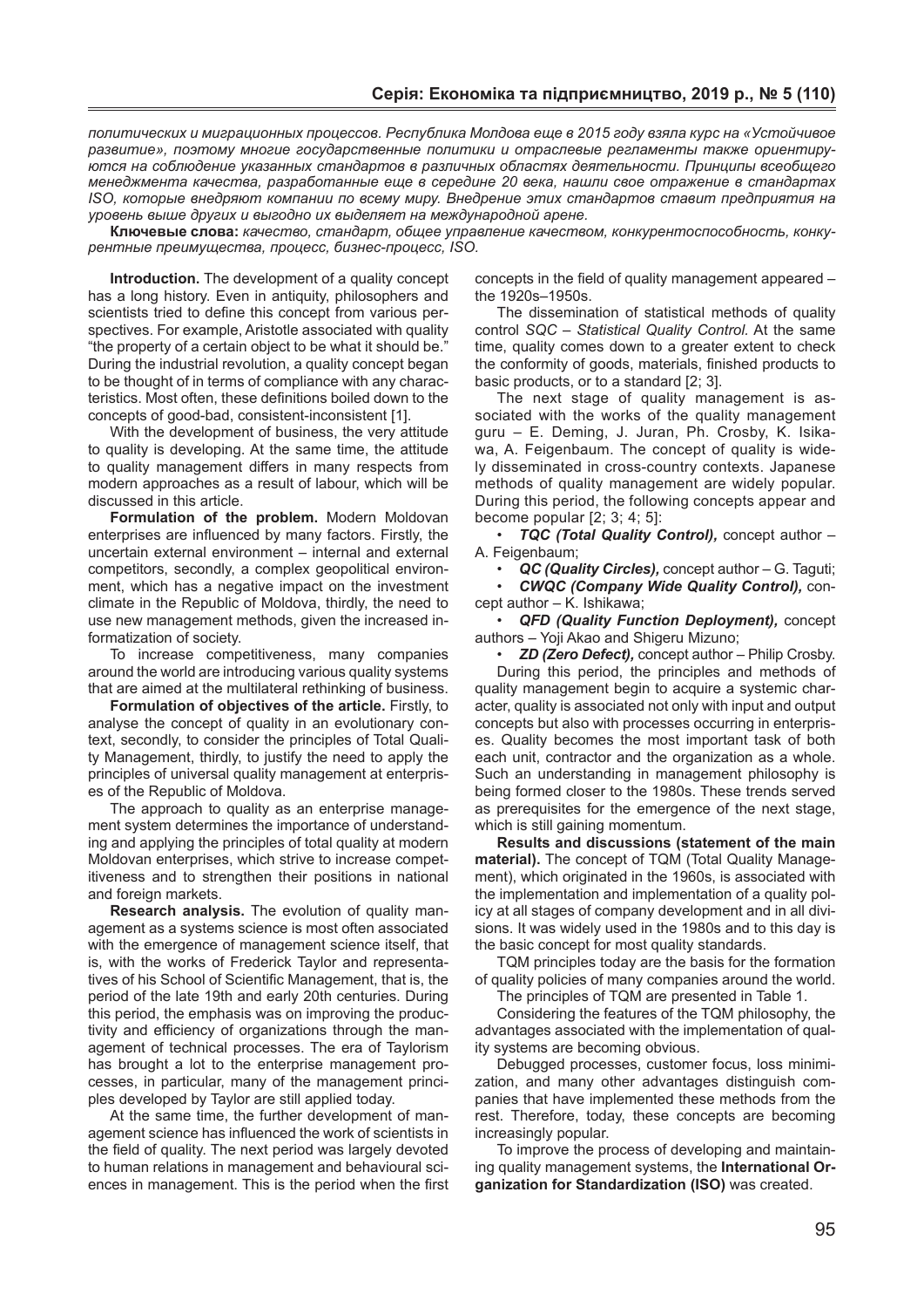*политических и миграционных процессов. Республика Молдова еще в 2015 году взяла курс на «Устойчивое развитие», поэтому многие государственные политики и отраслевые регламенты также ориентируются на соблюдение указанных стандартов в различных областях деятельности. Принципы всеобщего менеджмента качества, разработанные еще в середине 20 века, нашли свое отражение в стандартах ISO, которые внедряют компании по всему миру. Внедрение этих стандартов ставит предприятия на уровень выше других и выгодно их выделяет на международной арене.*

**Ключевые слова:** *качество, стандарт, общее управление качеством, конкурентоспособность, конкурентные преимущества, процесс, бизнес-процесс, ISO.*

**Introduction.** The development of a quality concept has a long history. Even in antiquity, philosophers and scientists tried to define this concept from various perspectives. For example, Aristotle associated with quality "the property of a certain object to be what it should be." During the industrial revolution, a quality concept began to be thought of in terms of compliance with any characteristics. Most often, these definitions boiled down to the concepts of good-bad, consistent-inconsistent [1].

With the development of business, the very attitude to quality is developing. At the same time, the attitude to quality management differs in many respects from modern approaches as a result of labour, which will be discussed in this article.

**Formulation of the problem.** Modern Moldovan enterprises are influenced by many factors. Firstly, the uncertain external environment – internal and external competitors, secondly, a complex geopolitical environment, which has a negative impact on the investment climate in the Republic of Moldova, thirdly, the need to use new management methods, given the increased informatization of society.

To increase competitiveness, many companies around the world are introducing various quality systems that are aimed at the multilateral rethinking of business.

**Formulation of objectives of the article.** Firstly, to analyse the concept of quality in an evolutionary context, secondly, to consider the principles of Total Quality Management, thirdly, to justify the need to apply the principles of universal quality management at enterprises of the Republic of Moldova.

The approach to quality as an enterprise management system determines the importance of understanding and applying the principles of total quality at modern Moldovan enterprises, which strive to increase competitiveness and to strengthen their positions in national and foreign markets.

**Research analysis.** The evolution of quality management as a systems science is most often associated with the emergence of management science itself, that is, with the works of Frederick Taylor and representatives of his School of Scientific Management, that is, the period of the late 19th and early 20th centuries. During this period, the emphasis was on improving the productivity and efficiency of organizations through the management of technical processes. The era of Taylorism has brought a lot to the enterprise management processes, in particular, many of the management principles developed by Taylor are still applied today.

At the same time, the further development of management science has influenced the work of scientists in the field of quality. The next period was largely devoted to human relations in management and behavioural sciences in management. This is the period when the first concepts in the field of quality management appeared – the 1920s–1950s.

The dissemination of statistical methods of quality control *SQC – Statistical Quality Control.* At the same time, quality comes down to a greater extent to check the conformity of goods, materials, finished products to basic products, or to a standard [2; 3].

The next stage of quality management is associated with the works of the quality management guru – E. Deming, J. Juran, Ph. Crosby, K. Isikawa, A. Feigenbaum. The concept of quality is widely disseminated in cross-country contexts. Japanese methods of quality management are widely popular. During this period, the following concepts appear and become popular [2; 3; 4; 5]:

- ***TQC (Total Quality Control),*** concept author – A. Feigenbaum;
- ***QC (Quality Circles),*** concept author – G. Taguti;
- ***CWQC (Company Wide Quality Control),*** concept author – K. Ishikawa;
- ***QFD (Quality Function Deployment),*** concept authors – Yoji Akao and Shigeru Mizuno;
- ***ZD (Zero Defect),*** concept author – Philip Crosby.

During this period, the principles and methods of quality management begin to acquire a systemic character, quality is associated not only with input and output concepts but also with processes occurring in enterprises. Quality becomes the most important task of both each unit, contractor and the organization as a whole. Such an understanding in management philosophy is being formed closer to the 1980s. These trends served as prerequisites for the emergence of the next stage, which is still gaining momentum.

**Results and discussions (statement of the main material).** The concept of TQM (Total Quality Management), which originated in the 1960s, is associated with the implementation and implementation of a quality policy at all stages of company development and in all divisions. It was widely used in the 1980s and to this day is the basic concept for most quality standards.

TQM principles today are the basis for the formation of quality policies of many companies around the world.

The principles of TQM are presented in Table 1.

Considering the features of the TQM philosophy, the advantages associated with the implementation of quality systems are becoming obvious.

Debugged processes, customer focus, loss minimization, and many other advantages distinguish companies that have implemented these methods from the rest. Therefore, today, these concepts are becoming increasingly popular.

To improve the process of developing and maintaining quality management systems, the **International Organization for Standardization (ISO)** was created.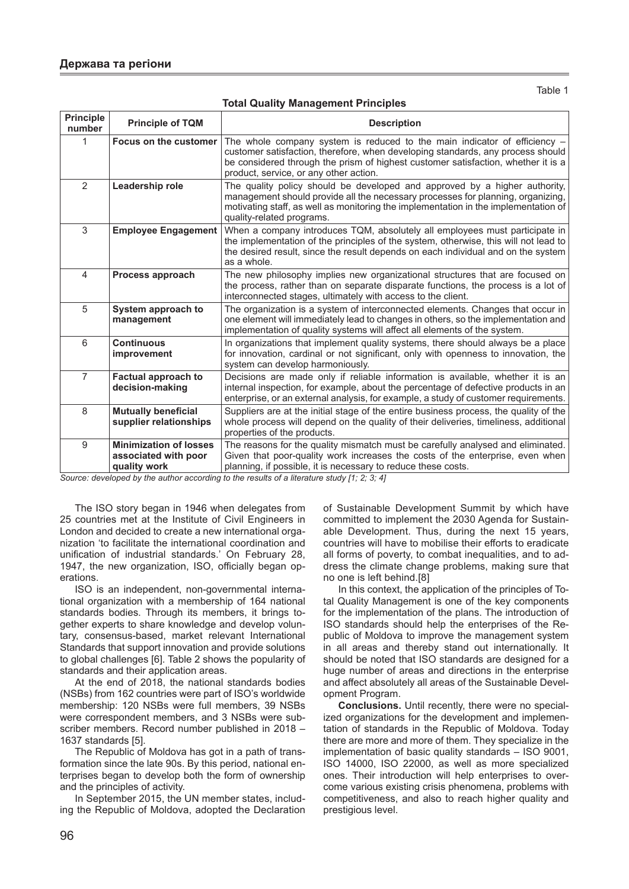Table 1

**Total Quality Management Principles**

| Principle number | Principle of TQM | Description |
|---|---|---|
| 1 | **Focus on the customer** | The whole company system is reduced to the main indicator of efficiency – customer satisfaction, therefore, when developing standards, any process should be considered through the prism of highest customer satisfaction, whether it is a product, service, or any other action. |
| 2 | **Leadership role** | The quality policy should be developed and approved by a higher authority, management should provide all the necessary processes for planning, organizing, motivating staff, as well as monitoring the implementation in the implementation of quality-related programs. |
| 3 | **Employee Engagement** | When a company introduces TQM, absolutely all employees must participate in the implementation of the principles of the system, otherwise, this will not lead to the desired result, since the result depends on each individual and on the system as a whole. |
| 4 | **Process approach** | The new philosophy implies new organizational structures that are focused on the process, rather than on separate disparate functions, the process is a lot of interconnected stages, ultimately with access to the client. |
| 5 | **System approach to management** | The organization is a system of interconnected elements. Changes that occur in one element will immediately lead to changes in others, so the implementation and implementation of quality systems will affect all elements of the system. |
| 6 | **Continuous improvement** | In organizations that implement quality systems, there should always be a place for innovation, cardinal or not significant, only with openness to innovation, the system can develop harmoniously. |
| 7 | **Factual approach to decision-making** | Decisions are made only if reliable information is available, whether it is an internal inspection, for example, about the percentage of defective products in an enterprise, or an external analysis, for example, a study of customer requirements. |
| 8 | **Mutually beneficial supplier relationships** | Suppliers are at the initial stage of the entire business process, the quality of the whole process will depend on the quality of their deliveries, timeliness, additional properties of the products. |
| 9 | **Minimization of losses associated with poor quality work** | The reasons for the quality mismatch must be carefully analysed and eliminated. Given that poor-quality work increases the costs of the enterprise, even when planning, if possible, it is necessary to reduce these costs. |

*Source: developed by the author according to the results of a literature study [1; 2; 3; 4]*

The ISO story began in 1946 when delegates from 25 countries met at the Institute of Civil Engineers in London and decided to create a new international organization 'to facilitate the international coordination and unification of industrial standards.' On February 28, 1947, the new organization, ISO, officially began operations.

ISO is an independent, non-governmental international organization with a membership of 164 national standards bodies. Through its members, it brings together experts to share knowledge and develop voluntary, consensus-based, market relevant International Standards that support innovation and provide solutions to global challenges [6]. Table 2 shows the popularity of standards and their application areas.

At the end of 2018, the national standards bodies (NSBs) from 162 countries were part of ISO's worldwide membership: 120 NSBs were full members, 39 NSBs were correspondent members, and 3 NSBs were subscriber members. Record number published in 2018 – 1637 standards [5].

The Republic of Moldova has got in a path of transformation since the late 90s. By this period, national enterprises began to develop both the form of ownership and the principles of activity.

In September 2015, the UN member states, including the Republic of Moldova, adopted the Declaration of Sustainable Development Summit by which have committed to implement the 2030 Agenda for Sustainable Development. Thus, during the next 15 years, countries will have to mobilise their efforts to eradicate all forms of poverty, to combat inequalities, and to address the climate change problems, making sure that no one is left behind.[8]

In this context, the application of the principles of Total Quality Management is one of the key components for the implementation of the plans. The introduction of ISO standards should help the enterprises of the Republic of Moldova to improve the management system in all areas and thereby stand out internationally. It should be noted that ISO standards are designed for a huge number of areas and directions in the enterprise and affect absolutely all areas of the Sustainable Development Program.

**Conclusions.** Until recently, there were no specialized organizations for the development and implementation of standards in the Republic of Moldova. Today there are more and more of them. They specialize in the implementation of basic quality standards – ISO 9001, ISO 14000, ISO 22000, as well as more specialized ones. Their introduction will help enterprises to overcome various existing crisis phenomena, problems with competitiveness, and also to reach higher quality and prestigious level.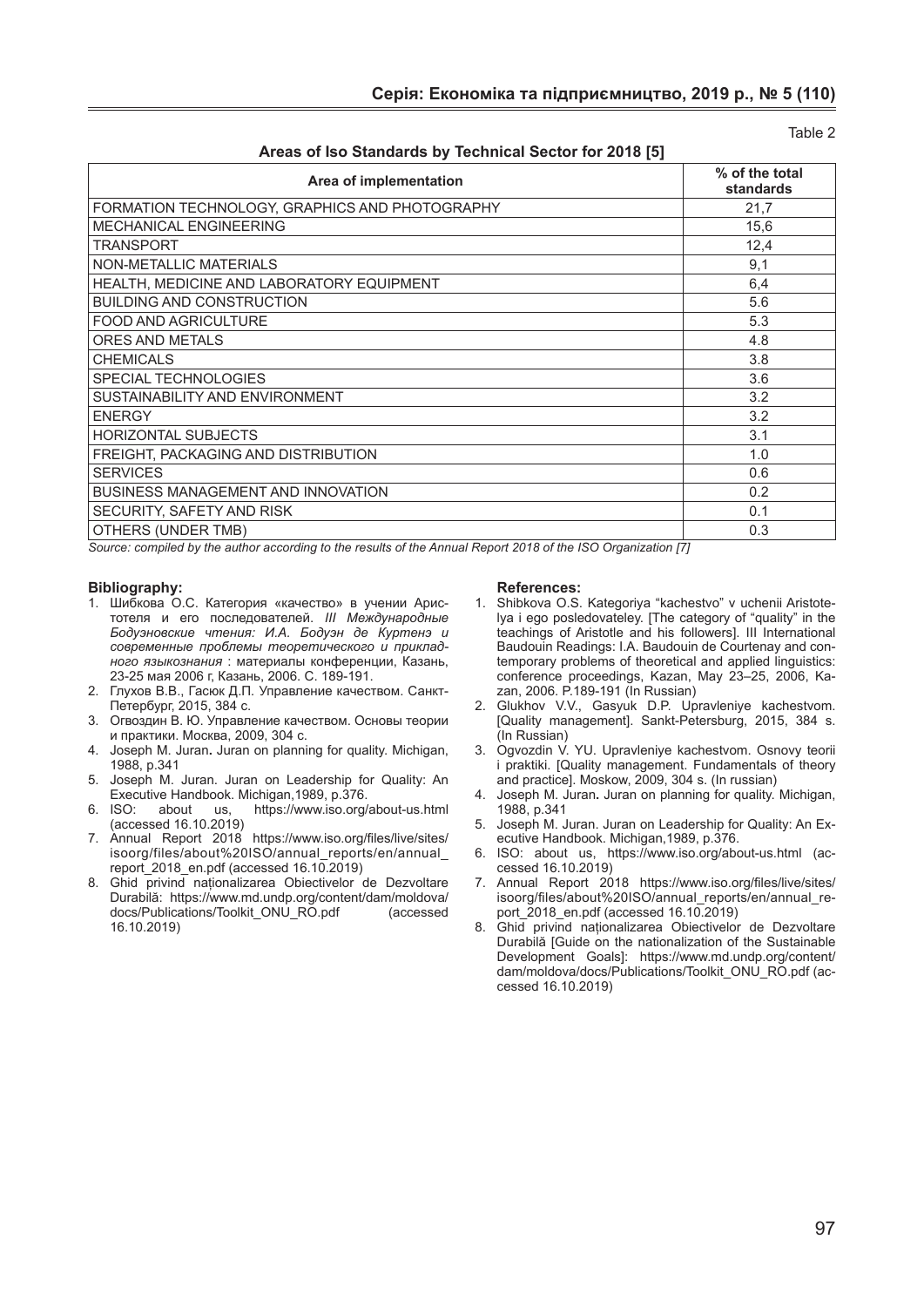Table 2

**Areas of Iso Standards by Technical Sector for 2018 [5]**

| Area of implementation | % of the total standards |
|---|---|
| FORMATION TECHNOLOGY, GRAPHICS AND PHOTOGRAPHY | 21,7 |
| MECHANICAL ENGINEERING | 15,6 |
| TRANSPORT | 12,4 |
| NON-METALLIC MATERIALS | 9,1 |
| HEALTH, MEDICINE AND LABORATORY EQUIPMENT | 6,4 |
| BUILDING AND CONSTRUCTION | 5.6 |
| FOOD AND AGRICULTURE | 5.3 |
| ORES AND METALS | 4.8 |
| CHEMICALS | 3.8 |
| SPECIAL TECHNOLOGIES | 3.6 |
| SUSTAINABILITY AND ENVIRONMENT | 3.2 |
| ENERGY | 3.2 |
| HORIZONTAL SUBJECTS | 3.1 |
| FREIGHT, PACKAGING AND DISTRIBUTION | 1.0 |
| SERVICES | 0.6 |
| BUSINESS MANAGEMENT AND INNOVATION | 0.2 |
| SECURITY, SAFETY AND RISK | 0.1 |
| OTHERS (UNDER TMB) | 0.3 |

*Source: compiled by the author according to the results of the Annual Report 2018 of the ISO Organization [7]*

**Bibliography:**

1. Шибкова О.С. Категория «качество» в учении Аристотеля и его последователей. *III Международные Бодуэновские чтения: И.А. Бодуэн де Куртенэ и современные проблемы теоретического и прикладного языкознания* : материалы конференции, Казань, 23-25 мая 2006 г, Казань, 2006. С. 189-191.
2. Глухов В.В., Гасюк Д.П. Управление качеством. Санкт-Петербург, 2015, 384 с.
3. Огвоздин В. Ю. Управление качеством. Основы теории и практики. Москва, 2009, 304 с.
4. Joseph M. Juran**.** Juran on planning for quality. Michigan, 1988, p.341
5. Joseph M. Juran. Juran on Leadership for Quality: An Executive Handbook. Michigan,1989, p.376.
6. ISO: about us, https://www.iso.org/about-us.html (accessed 16.10.2019)
7. Annual Report 2018 https://www.iso.org/files/live/sites/isoorg/files/about%20ISO/annual_reports/en/annual_report_2018_en.pdf (accessed 16.10.2019)
8. Ghid privind naționalizarea Obiectivelor de Dezvoltare Durabilă: https://www.md.undp.org/content/dam/moldova/docs/Publications/Toolkit_ONU_RO.pdf (accessed 16.10.2019)

**References:**

1. Shibkova O.S. Kategoriya "kachestvo" v uchenii Aristotelya i ego posledovateley. [The category of "quality" in the teachings of Aristotle and his followers]. III International Baudouin Readings: I.A. Baudouin de Courtenay and contemporary problems of theoretical and applied linguistics: conference proceedings, Kazan, May 23–25, 2006, Kazan, 2006. P.189-191 (In Russian)
2. Glukhov V.V., Gasyuk D.P. Upravleniye kachestvom. [Quality management]. Sankt-Petersburg, 2015, 384 s. (In Russian)
3. Ogvozdin V. YU. Upravleniye kachestvom. Osnovy teorii i praktiki. [Quality management. Fundamentals of theory and practice]. Moskow, 2009, 304 s. (In russian)
4. Joseph M. Juran**.** Juran on planning for quality. Michigan, 1988, p.341
5. Joseph M. Juran. Juran on Leadership for Quality: An Executive Handbook. Michigan,1989, p.376.
6. ISO: about us, https://www.iso.org/about-us.html (accessed 16.10.2019)
7. Annual Report 2018 https://www.iso.org/files/live/sites/isoorg/files/about%20ISO/annual_reports/en/annual_report_2018_en.pdf (accessed 16.10.2019)
8. Ghid privind naționalizarea Obiectivelor de Dezvoltare Durabilă [Guide on the nationalization of the Sustainable Development Goals]: https://www.md.undp.org/content/dam/moldova/docs/Publications/Toolkit_ONU_RO.pdf (accessed 16.10.2019)